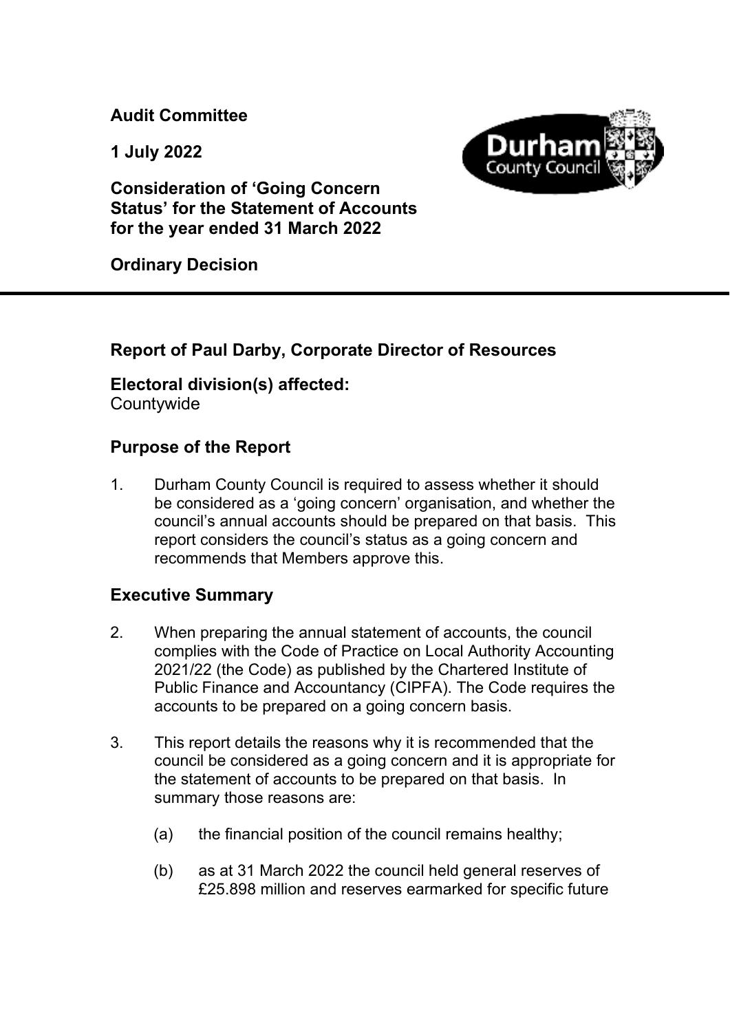**Audit Committee**

**1 July 2022**

**Consideration of 'Going Concern Status' for the Statement of Accounts for the year ended 31 March 2022**

**Ordinary Decision**

---

## Report of Paul Darby, Corporate Director of Resources

**Electoral division(s) affected:**
Countywide

## Purpose of the Report

1. Durham County Council is required to assess whether it should be considered as a 'going concern' organisation, and whether the council's annual accounts should be prepared on that basis. This report considers the council's status as a going concern and recommends that Members approve this.

## Executive Summary

2. When preparing the annual statement of accounts, the council complies with the Code of Practice on Local Authority Accounting 2021/22 (the Code) as published by the Chartered Institute of Public Finance and Accountancy (CIPFA). The Code requires the accounts to be prepared on a going concern basis.

3. This report details the reasons why it is recommended that the council be considered as a going concern and it is appropriate for the statement of accounts to be prepared on that basis. In summary those reasons are:

   (a) the financial position of the council remains healthy;

   (b) as at 31 March 2022 the council held general reserves of £25.898 million and reserves earmarked for specific future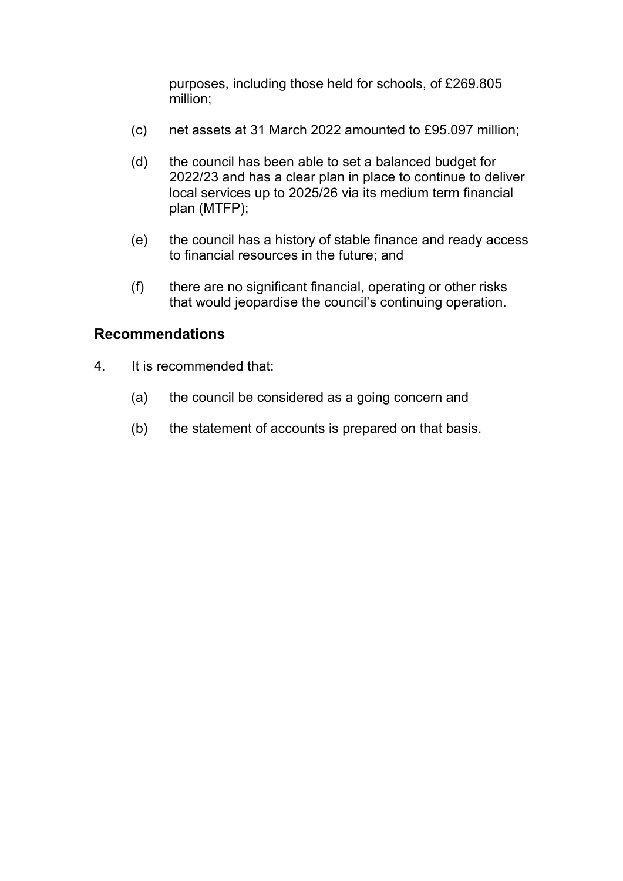purposes, including those held for schools, of £269.805 million;

(c) net assets at 31 March 2022 amounted to £95.097 million;

(d) the council has been able to set a balanced budget for 2022/23 and has a clear plan in place to continue to deliver local services up to 2025/26 via its medium term financial plan (MTFP);

(e) the council has a history of stable finance and ready access to financial resources in the future; and

(f) there are no significant financial, operating or other risks that would jeopardise the council's continuing operation.

## Recommendations

4. It is recommended that:

   (a) the council be considered as a going concern and

   (b) the statement of accounts is prepared on that basis.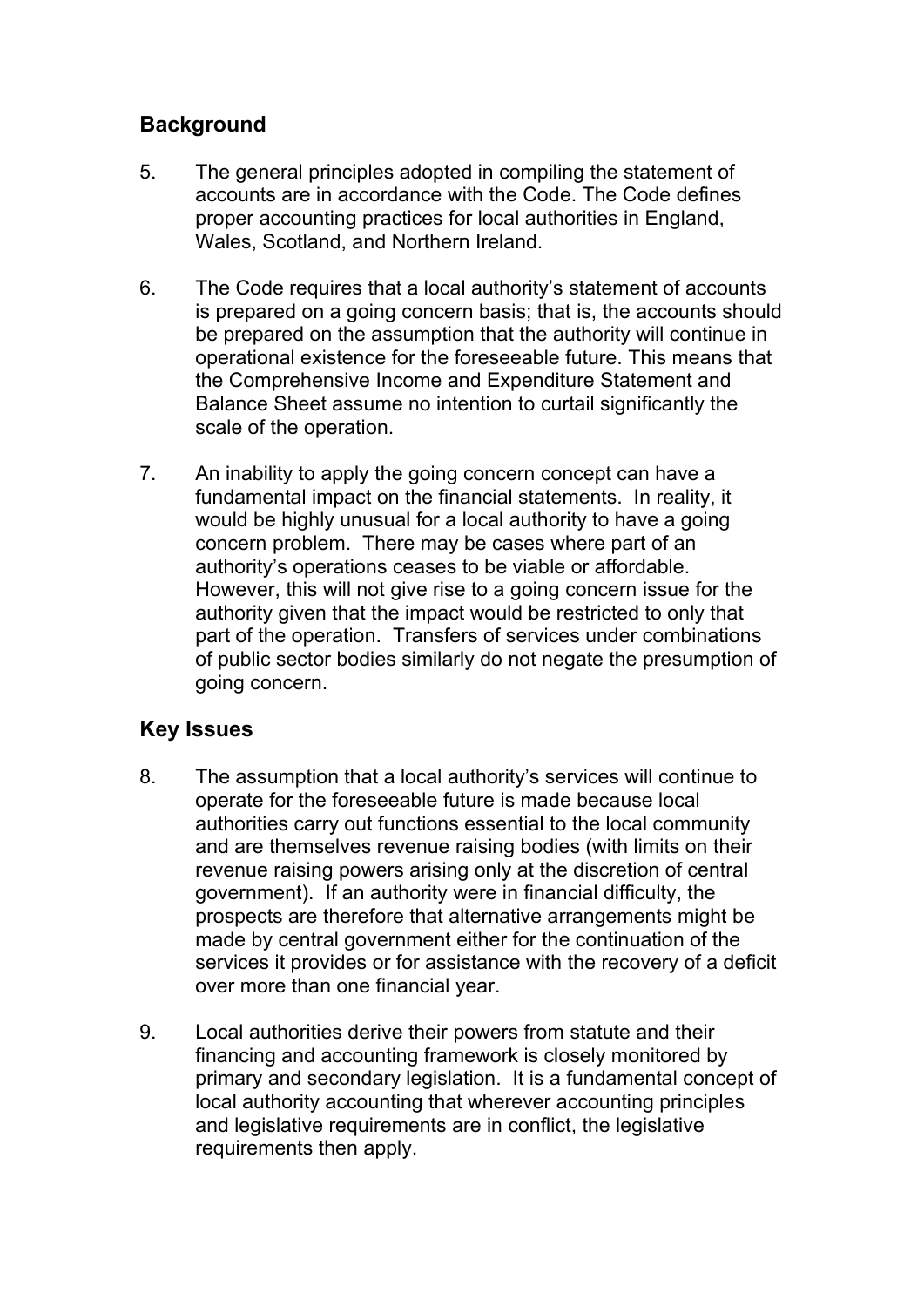## Background

5. The general principles adopted in compiling the statement of accounts are in accordance with the Code. The Code defines proper accounting practices for local authorities in England, Wales, Scotland, and Northern Ireland.

6. The Code requires that a local authority's statement of accounts is prepared on a going concern basis; that is, the accounts should be prepared on the assumption that the authority will continue in operational existence for the foreseeable future. This means that the Comprehensive Income and Expenditure Statement and Balance Sheet assume no intention to curtail significantly the scale of the operation.

7. An inability to apply the going concern concept can have a fundamental impact on the financial statements. In reality, it would be highly unusual for a local authority to have a going concern problem. There may be cases where part of an authority's operations ceases to be viable or affordable. However, this will not give rise to a going concern issue for the authority given that the impact would be restricted to only that part of the operation. Transfers of services under combinations of public sector bodies similarly do not negate the presumption of going concern.

## Key Issues

8. The assumption that a local authority's services will continue to operate for the foreseeable future is made because local authorities carry out functions essential to the local community and are themselves revenue raising bodies (with limits on their revenue raising powers arising only at the discretion of central government). If an authority were in financial difficulty, the prospects are therefore that alternative arrangements might be made by central government either for the continuation of the services it provides or for assistance with the recovery of a deficit over more than one financial year.

9. Local authorities derive their powers from statute and their financing and accounting framework is closely monitored by primary and secondary legislation. It is a fundamental concept of local authority accounting that wherever accounting principles and legislative requirements are in conflict, the legislative requirements then apply.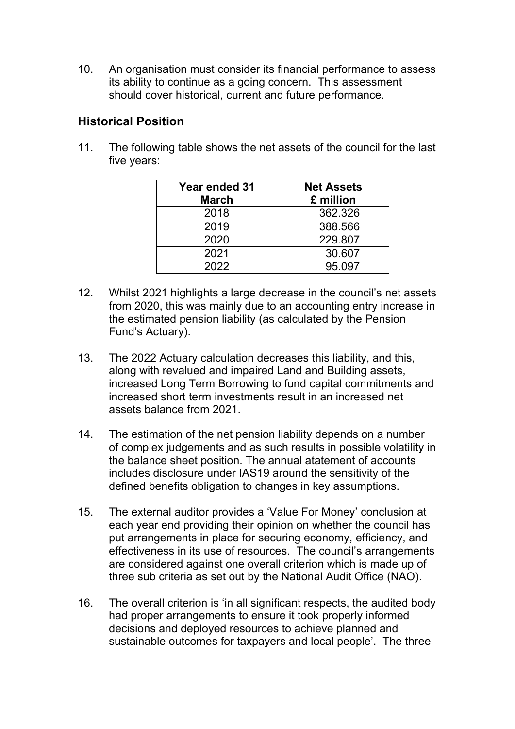10. An organisation must consider its financial performance to assess its ability to continue as a going concern. This assessment should cover historical, current and future performance.

## Historical Position

11. The following table shows the net assets of the council for the last five years:

| Year ended 31 March | Net Assets £ million |
|---|---|
| 2018 | 362.326 |
| 2019 | 388.566 |
| 2020 | 229.807 |
| 2021 | 30.607 |
| 2022 | 95.097 |

12. Whilst 2021 highlights a large decrease in the council's net assets from 2020, this was mainly due to an accounting entry increase in the estimated pension liability (as calculated by the Pension Fund's Actuary).

13. The 2022 Actuary calculation decreases this liability, and this, along with revalued and impaired Land and Building assets, increased Long Term Borrowing to fund capital commitments and increased short term investments result in an increased net assets balance from 2021.

14. The estimation of the net pension liability depends on a number of complex judgements and as such results in possible volatility in the balance sheet position. The annual atatement of accounts includes disclosure under IAS19 around the sensitivity of the defined benefits obligation to changes in key assumptions.

15. The external auditor provides a 'Value For Money' conclusion at each year end providing their opinion on whether the council has put arrangements in place for securing economy, efficiency, and effectiveness in its use of resources. The council's arrangements are considered against one overall criterion which is made up of three sub criteria as set out by the National Audit Office (NAO).

16. The overall criterion is 'in all significant respects, the audited body had proper arrangements to ensure it took properly informed decisions and deployed resources to achieve planned and sustainable outcomes for taxpayers and local people'. The three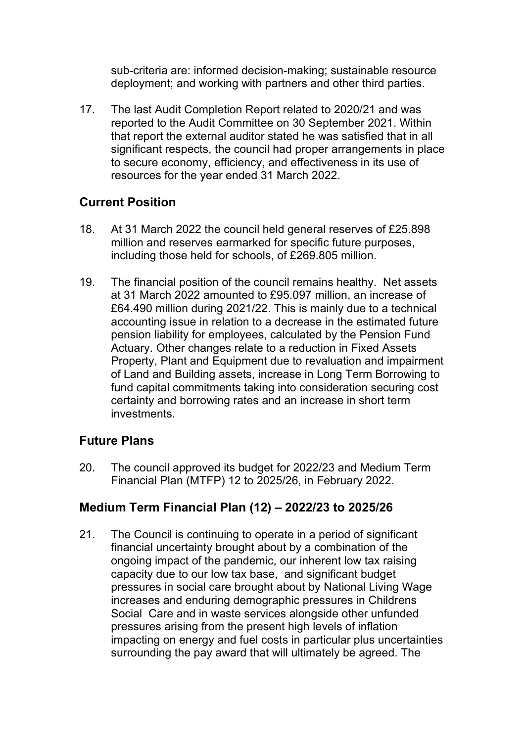sub-criteria are: informed decision-making; sustainable resource deployment; and working with partners and other third parties.

17. The last Audit Completion Report related to 2020/21 and was reported to the Audit Committee on 30 September 2021. Within that report the external auditor stated he was satisfied that in all significant respects, the council had proper arrangements in place to secure economy, efficiency, and effectiveness in its use of resources for the year ended 31 March 2022.

## Current Position

18. At 31 March 2022 the council held general reserves of £25.898 million and reserves earmarked for specific future purposes, including those held for schools, of £269.805 million.

19. The financial position of the council remains healthy. Net assets at 31 March 2022 amounted to £95.097 million, an increase of £64.490 million during 2021/22. This is mainly due to a technical accounting issue in relation to a decrease in the estimated future pension liability for employees, calculated by the Pension Fund Actuary. Other changes relate to a reduction in Fixed Assets Property, Plant and Equipment due to revaluation and impairment of Land and Building assets, increase in Long Term Borrowing to fund capital commitments taking into consideration securing cost certainty and borrowing rates and an increase in short term investments.

## Future Plans

20. The council approved its budget for 2022/23 and Medium Term Financial Plan (MTFP) 12 to 2025/26, in February 2022.

## Medium Term Financial Plan (12) – 2022/23 to 2025/26

21. The Council is continuing to operate in a period of significant financial uncertainty brought about by a combination of the ongoing impact of the pandemic, our inherent low tax raising capacity due to our low tax base, and significant budget pressures in social care brought about by National Living Wage increases and enduring demographic pressures in Childrens Social Care and in waste services alongside other unfunded pressures arising from the present high levels of inflation impacting on energy and fuel costs in particular plus uncertainties surrounding the pay award that will ultimately be agreed. The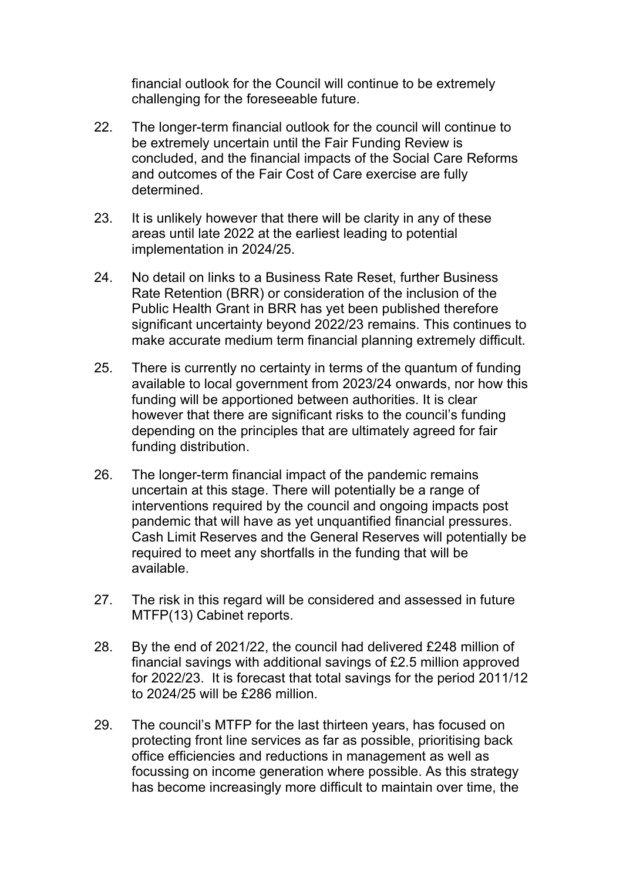financial outlook for the Council will continue to be extremely challenging for the foreseeable future.

22. The longer-term financial outlook for the council will continue to be extremely uncertain until the Fair Funding Review is concluded, and the financial impacts of the Social Care Reforms and outcomes of the Fair Cost of Care exercise are fully determined.

23. It is unlikely however that there will be clarity in any of these areas until late 2022 at the earliest leading to potential implementation in 2024/25.

24. No detail on links to a Business Rate Reset, further Business Rate Retention (BRR) or consideration of the inclusion of the Public Health Grant in BRR has yet been published therefore significant uncertainty beyond 2022/23 remains. This continues to make accurate medium term financial planning extremely difficult.

25. There is currently no certainty in terms of the quantum of funding available to local government from 2023/24 onwards, nor how this funding will be apportioned between authorities. It is clear however that there are significant risks to the council's funding depending on the principles that are ultimately agreed for fair funding distribution.

26. The longer-term financial impact of the pandemic remains uncertain at this stage. There will potentially be a range of interventions required by the council and ongoing impacts post pandemic that will have as yet unquantified financial pressures. Cash Limit Reserves and the General Reserves will potentially be required to meet any shortfalls in the funding that will be available.

27. The risk in this regard will be considered and assessed in future MTFP(13) Cabinet reports.

28. By the end of 2021/22, the council had delivered £248 million of financial savings with additional savings of £2.5 million approved for 2022/23. It is forecast that total savings for the period 2011/12 to 2024/25 will be £286 million.

29. The council's MTFP for the last thirteen years, has focused on protecting front line services as far as possible, prioritising back office efficiencies and reductions in management as well as focussing on income generation where possible. As this strategy has become increasingly more difficult to maintain over time, the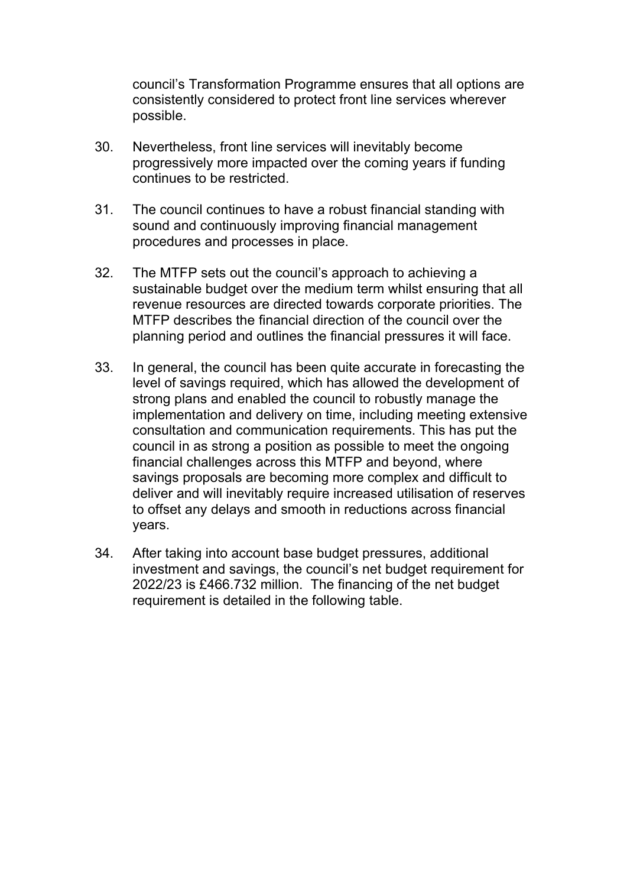council's Transformation Programme ensures that all options are consistently considered to protect front line services wherever possible.

30. Nevertheless, front line services will inevitably become progressively more impacted over the coming years if funding continues to be restricted.

31. The council continues to have a robust financial standing with sound and continuously improving financial management procedures and processes in place.

32. The MTFP sets out the council's approach to achieving a sustainable budget over the medium term whilst ensuring that all revenue resources are directed towards corporate priorities. The MTFP describes the financial direction of the council over the planning period and outlines the financial pressures it will face.

33. In general, the council has been quite accurate in forecasting the level of savings required, which has allowed the development of strong plans and enabled the council to robustly manage the implementation and delivery on time, including meeting extensive consultation and communication requirements. This has put the council in as strong a position as possible to meet the ongoing financial challenges across this MTFP and beyond, where savings proposals are becoming more complex and difficult to deliver and will inevitably require increased utilisation of reserves to offset any delays and smooth in reductions across financial years.

34. After taking into account base budget pressures, additional investment and savings, the council's net budget requirement for 2022/23 is £466.732 million. The financing of the net budget requirement is detailed in the following table.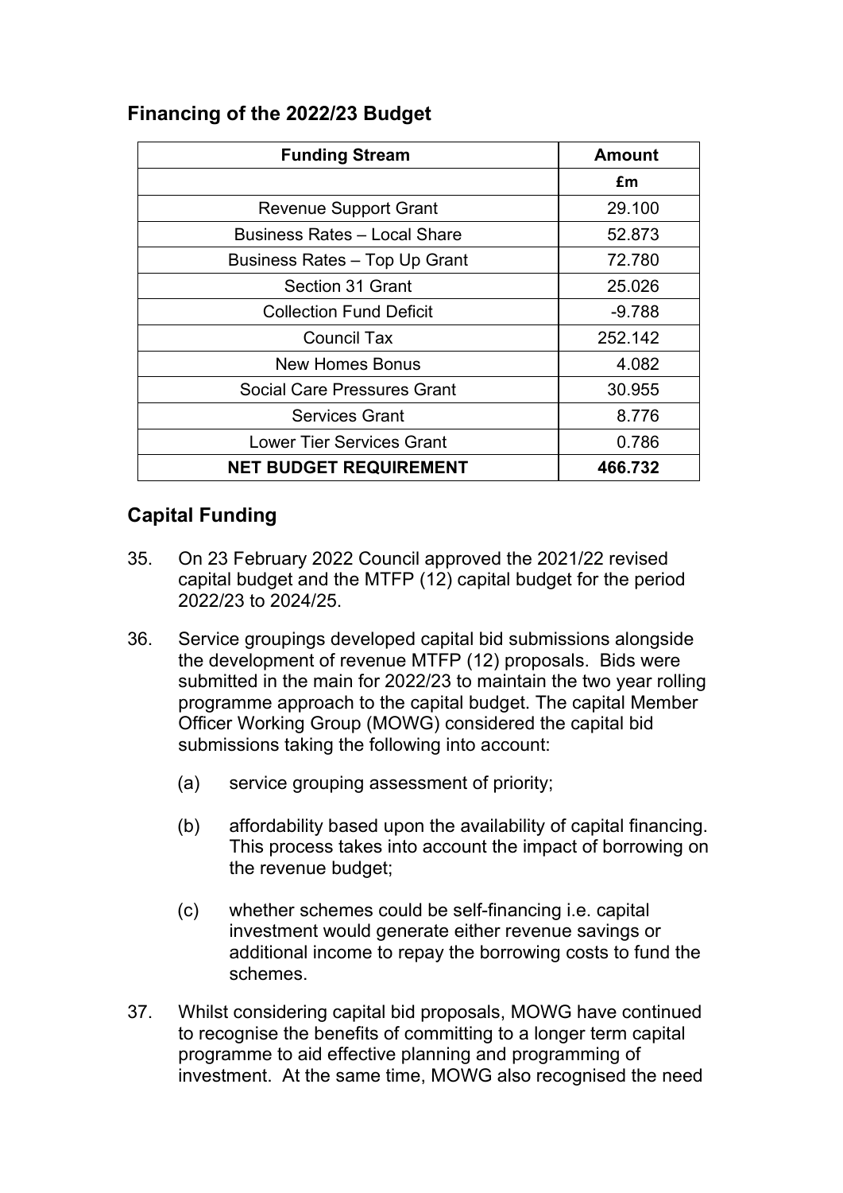## Financing of the 2022/23 Budget

| Funding Stream | Amount |
| --- | --- |
| | £m |
| Revenue Support Grant | 29.100 |
| Business Rates – Local Share | 52.873 |
| Business Rates – Top Up Grant | 72.780 |
| Section 31 Grant | 25.026 |
| Collection Fund Deficit | -9.788 |
| Council Tax | 252.142 |
| New Homes Bonus | 4.082 |
| Social Care Pressures Grant | 30.955 |
| Services Grant | 8.776 |
| Lower Tier Services Grant | 0.786 |
| **NET BUDGET REQUIREMENT** | **466.732** |

## Capital Funding

35. On 23 February 2022 Council approved the 2021/22 revised capital budget and the MTFP (12) capital budget for the period 2022/23 to 2024/25.

36. Service groupings developed capital bid submissions alongside the development of revenue MTFP (12) proposals. Bids were submitted in the main for 2022/23 to maintain the two year rolling programme approach to the capital budget. The capital Member Officer Working Group (MOWG) considered the capital bid submissions taking the following into account:

    (a) service grouping assessment of priority;

    (b) affordability based upon the availability of capital financing. This process takes into account the impact of borrowing on the revenue budget;

    (c) whether schemes could be self-financing i.e. capital investment would generate either revenue savings or additional income to repay the borrowing costs to fund the schemes.

37. Whilst considering capital bid proposals, MOWG have continued to recognise the benefits of committing to a longer term capital programme to aid effective planning and programming of investment. At the same time, MOWG also recognised the need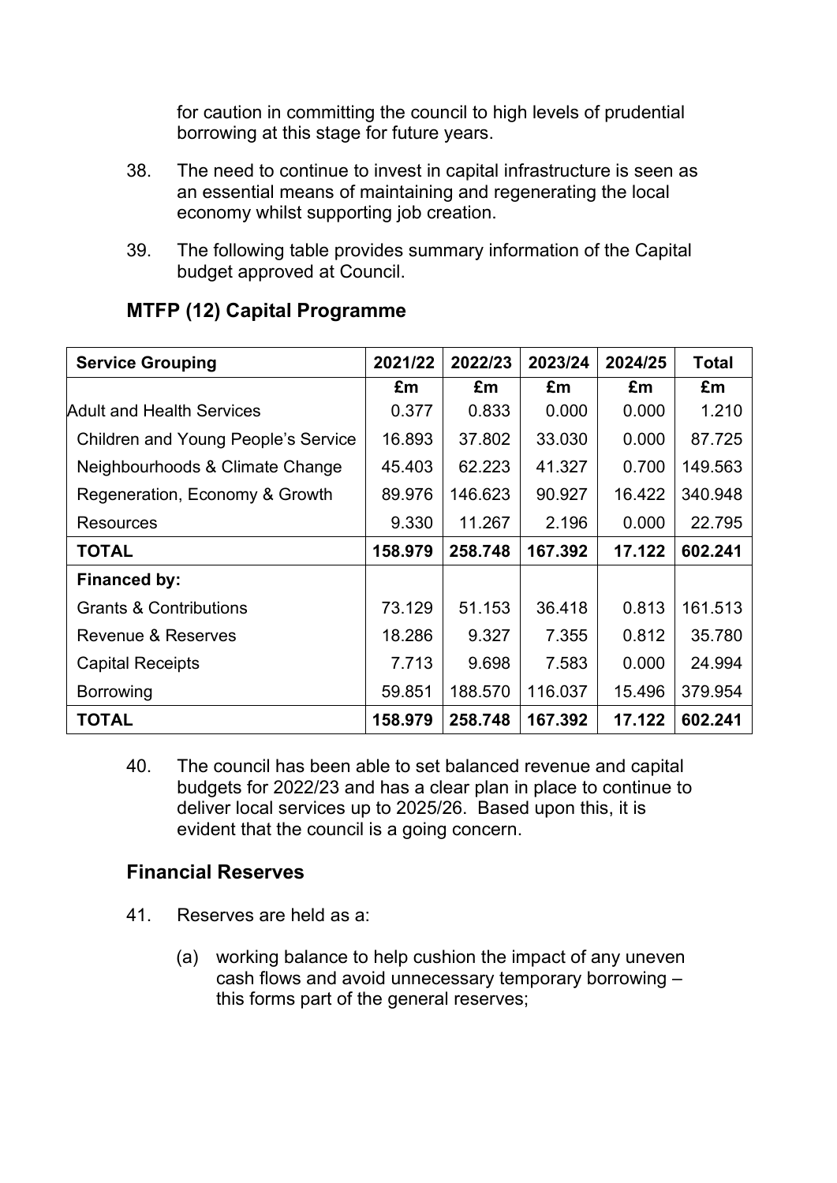for caution in committing the council to high levels of prudential borrowing at this stage for future years.

38. The need to continue to invest in capital infrastructure is seen as an essential means of maintaining and regenerating the local economy whilst supporting job creation.

39. The following table provides summary information of the Capital budget approved at Council.

## MTFP (12) Capital Programme

| Service Grouping | 2021/22 | 2022/23 | 2023/24 | 2024/25 | Total |
|---|---|---|---|---|---|
| | £m | £m | £m | £m | £m |
| Adult and Health Services | 0.377 | 0.833 | 0.000 | 0.000 | 1.210 |
| Children and Young People's Service | 16.893 | 37.802 | 33.030 | 0.000 | 87.725 |
| Neighbourhoods & Climate Change | 45.403 | 62.223 | 41.327 | 0.700 | 149.563 |
| Regeneration, Economy & Growth | 89.976 | 146.623 | 90.927 | 16.422 | 340.948 |
| Resources | 9.330 | 11.267 | 2.196 | 0.000 | 22.795 |
| **TOTAL** | **158.979** | **258.748** | **167.392** | **17.122** | **602.241** |
| **Financed by:** | | | | | |
| Grants & Contributions | 73.129 | 51.153 | 36.418 | 0.813 | 161.513 |
| Revenue & Reserves | 18.286 | 9.327 | 7.355 | 0.812 | 35.780 |
| Capital Receipts | 7.713 | 9.698 | 7.583 | 0.000 | 24.994 |
| Borrowing | 59.851 | 188.570 | 116.037 | 15.496 | 379.954 |
| **TOTAL** | **158.979** | **258.748** | **167.392** | **17.122** | **602.241** |

40. The council has been able to set balanced revenue and capital budgets for 2022/23 and has a clear plan in place to continue to deliver local services up to 2025/26. Based upon this, it is evident that the council is a going concern.

## Financial Reserves

41. Reserves are held as a:

    (a) working balance to help cushion the impact of any uneven cash flows and avoid unnecessary temporary borrowing – this forms part of the general reserves;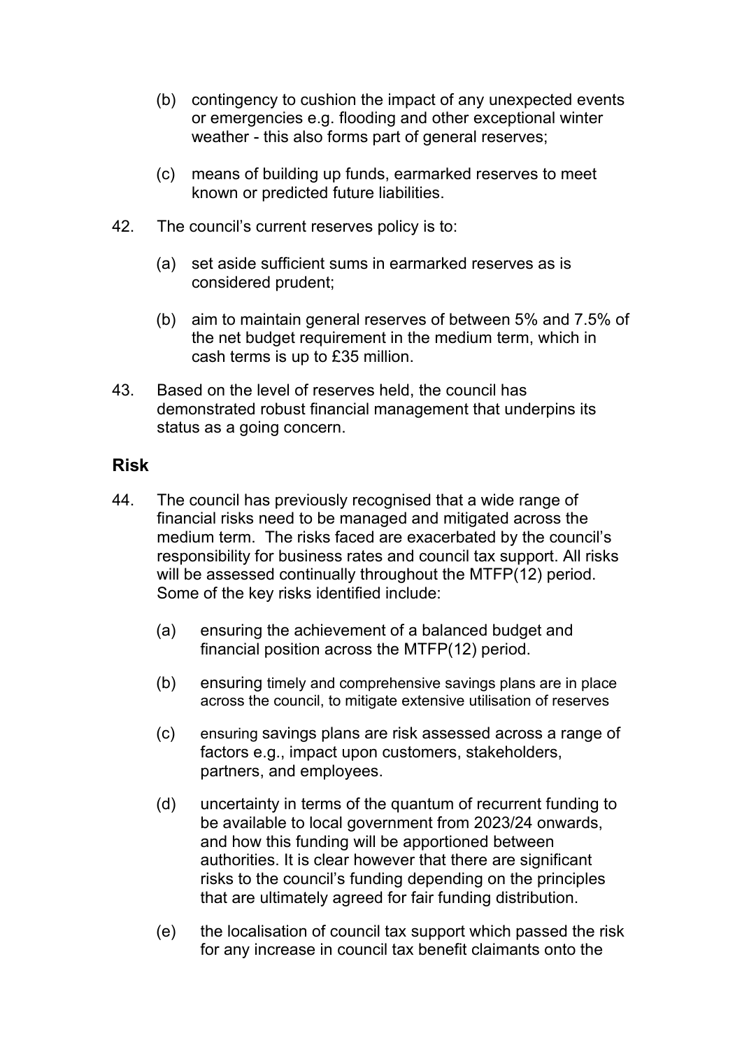(b) contingency to cushion the impact of any unexpected events or emergencies e.g. flooding and other exceptional winter weather - this also forms part of general reserves;

(c) means of building up funds, earmarked reserves to meet known or predicted future liabilities.

42. The council's current reserves policy is to:

(a) set aside sufficient sums in earmarked reserves as is considered prudent;

(b) aim to maintain general reserves of between 5% and 7.5% of the net budget requirement in the medium term, which in cash terms is up to £35 million.

43. Based on the level of reserves held, the council has demonstrated robust financial management that underpins its status as a going concern.

## Risk

44. The council has previously recognised that a wide range of financial risks need to be managed and mitigated across the medium term. The risks faced are exacerbated by the council's responsibility for business rates and council tax support. All risks will be assessed continually throughout the MTFP(12) period. Some of the key risks identified include:

(a) ensuring the achievement of a balanced budget and financial position across the MTFP(12) period.

(b) ensuring timely and comprehensive savings plans are in place across the council, to mitigate extensive utilisation of reserves

(c) ensuring savings plans are risk assessed across a range of factors e.g., impact upon customers, stakeholders, partners, and employees.

(d) uncertainty in terms of the quantum of recurrent funding to be available to local government from 2023/24 onwards, and how this funding will be apportioned between authorities. It is clear however that there are significant risks to the council's funding depending on the principles that are ultimately agreed for fair funding distribution.

(e) the localisation of council tax support which passed the risk for any increase in council tax benefit claimants onto the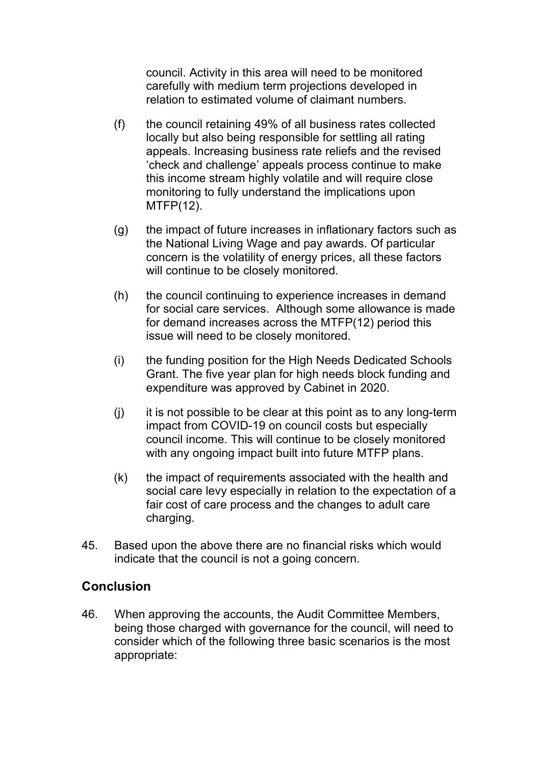council. Activity in this area will need to be monitored carefully with medium term projections developed in relation to estimated volume of claimant numbers.

(f) the council retaining 49% of all business rates collected locally but also being responsible for settling all rating appeals. Increasing business rate reliefs and the revised 'check and challenge' appeals process continue to make this income stream highly volatile and will require close monitoring to fully understand the implications upon MTFP(12).

(g) the impact of future increases in inflationary factors such as the National Living Wage and pay awards. Of particular concern is the volatility of energy prices, all these factors will continue to be closely monitored.

(h) the council continuing to experience increases in demand for social care services. Although some allowance is made for demand increases across the MTFP(12) period this issue will need to be closely monitored.

(i) the funding position for the High Needs Dedicated Schools Grant. The five year plan for high needs block funding and expenditure was approved by Cabinet in 2020.

(j) it is not possible to be clear at this point as to any long-term impact from COVID-19 on council costs but especially council income. This will continue to be closely monitored with any ongoing impact built into future MTFP plans.

(k) the impact of requirements associated with the health and social care levy especially in relation to the expectation of a fair cost of care process and the changes to adult care charging.

45. Based upon the above there are no financial risks which would indicate that the council is not a going concern.

## Conclusion

46. When approving the accounts, the Audit Committee Members, being those charged with governance for the council, will need to consider which of the following three basic scenarios is the most appropriate: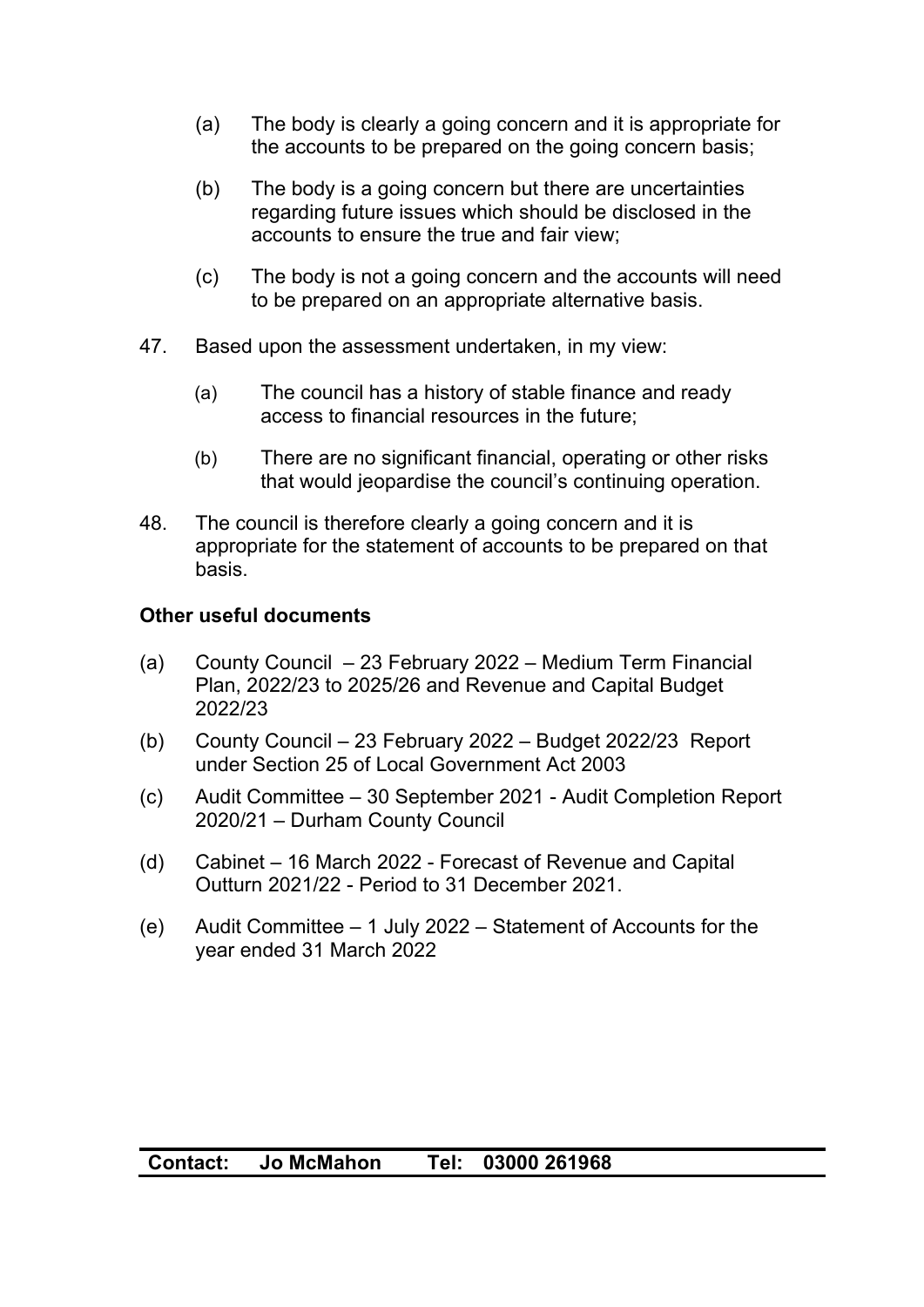(a) The body is clearly a going concern and it is appropriate for the accounts to be prepared on the going concern basis;

(b) The body is a going concern but there are uncertainties regarding future issues which should be disclosed in the accounts to ensure the true and fair view;

(c) The body is not a going concern and the accounts will need to be prepared on an appropriate alternative basis.

47. Based upon the assessment undertaken, in my view:

    (a) The council has a history of stable finance and ready access to financial resources in the future;

    (b) There are no significant financial, operating or other risks that would jeopardise the council's continuing operation.

48. The council is therefore clearly a going concern and it is appropriate for the statement of accounts to be prepared on that basis.

**Other useful documents**

(a) County Council – 23 February 2022 – Medium Term Financial Plan, 2022/23 to 2025/26 and Revenue and Capital Budget 2022/23

(b) County Council – 23 February 2022 – Budget 2022/23 Report under Section 25 of Local Government Act 2003

(c) Audit Committee – 30 September 2021 - Audit Completion Report 2020/21 – Durham County Council

(d) Cabinet – 16 March 2022 - Forecast of Revenue and Capital Outturn 2021/22 - Period to 31 December 2021.

(e) Audit Committee – 1 July 2022 – Statement of Accounts for the year ended 31 March 2022

| **Contact:** | **Jo McMahon** | **Tel:** | **03000 261968** |
| --- | --- | --- | --- |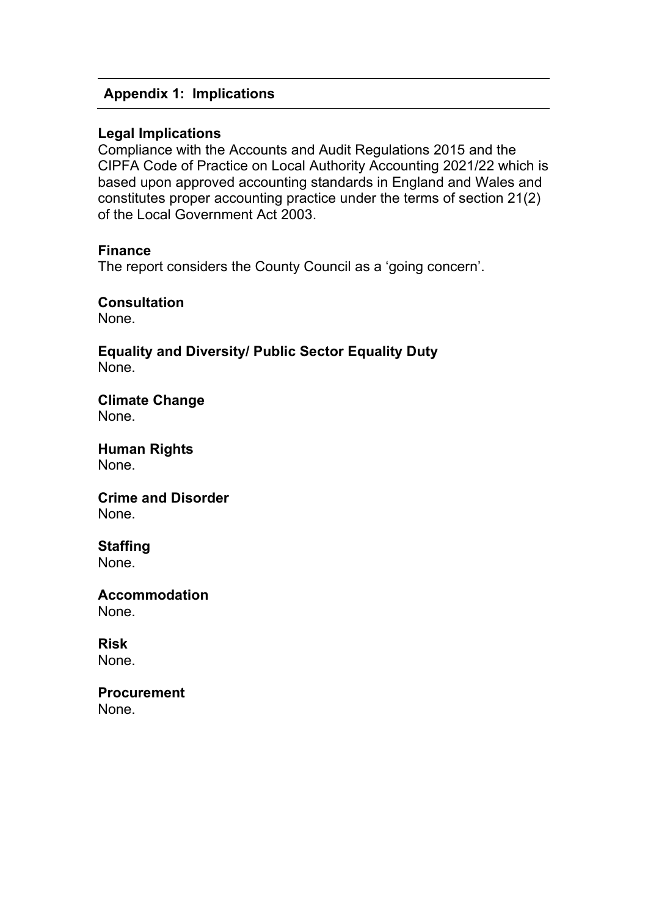## Appendix 1: Implications

### Legal Implications

Compliance with the Accounts and Audit Regulations 2015 and the CIPFA Code of Practice on Local Authority Accounting 2021/22 which is based upon approved accounting standards in England and Wales and constitutes proper accounting practice under the terms of section 21(2) of the Local Government Act 2003.

### Finance

The report considers the County Council as a 'going concern'.

### Consultation

None.

### Equality and Diversity/ Public Sector Equality Duty

None.

### Climate Change

None.

### Human Rights

None.

### Crime and Disorder

None.

### Staffing

None.

### Accommodation

None.

### Risk

None.

### Procurement

None.